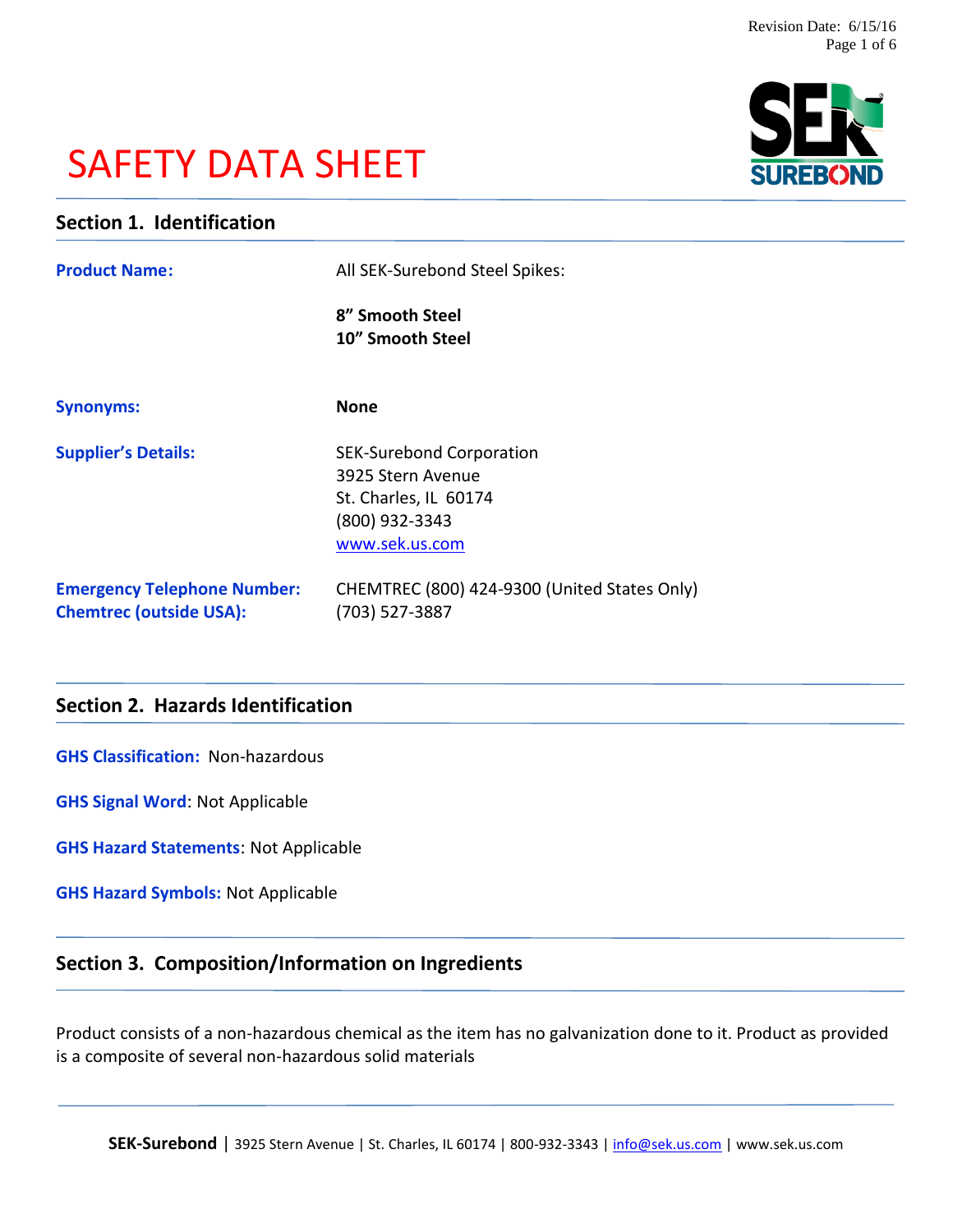# SAFETY DATA SHEET

## Section 1. Identification

**Product Name:** All SEK-Surebond Steel Spikes:

**8" Smooth Steel**
**10" Smooth Steel**

**Synonyms:** **None**

**Supplier's Details:**
SEK-Surebond Corporation
3925 Stern Avenue
St. Charles, IL 60174
(800) 932-3343
www.sek.us.com

**Emergency Telephone Number:** CHEMTREC (800) 424-9300 (United States Only)
**Chemtrec (outside USA):** (703) 527-3887

## Section 2. Hazards Identification

**GHS Classification:** Non-hazardous

**GHS Signal Word**: Not Applicable

**GHS Hazard Statements**: Not Applicable

**GHS Hazard Symbols:** Not Applicable

## Section 3. Composition/Information on Ingredients

Product consists of a non-hazardous chemical as the item has no galvanization done to it. Product as provided is a composite of several non-hazardous solid materials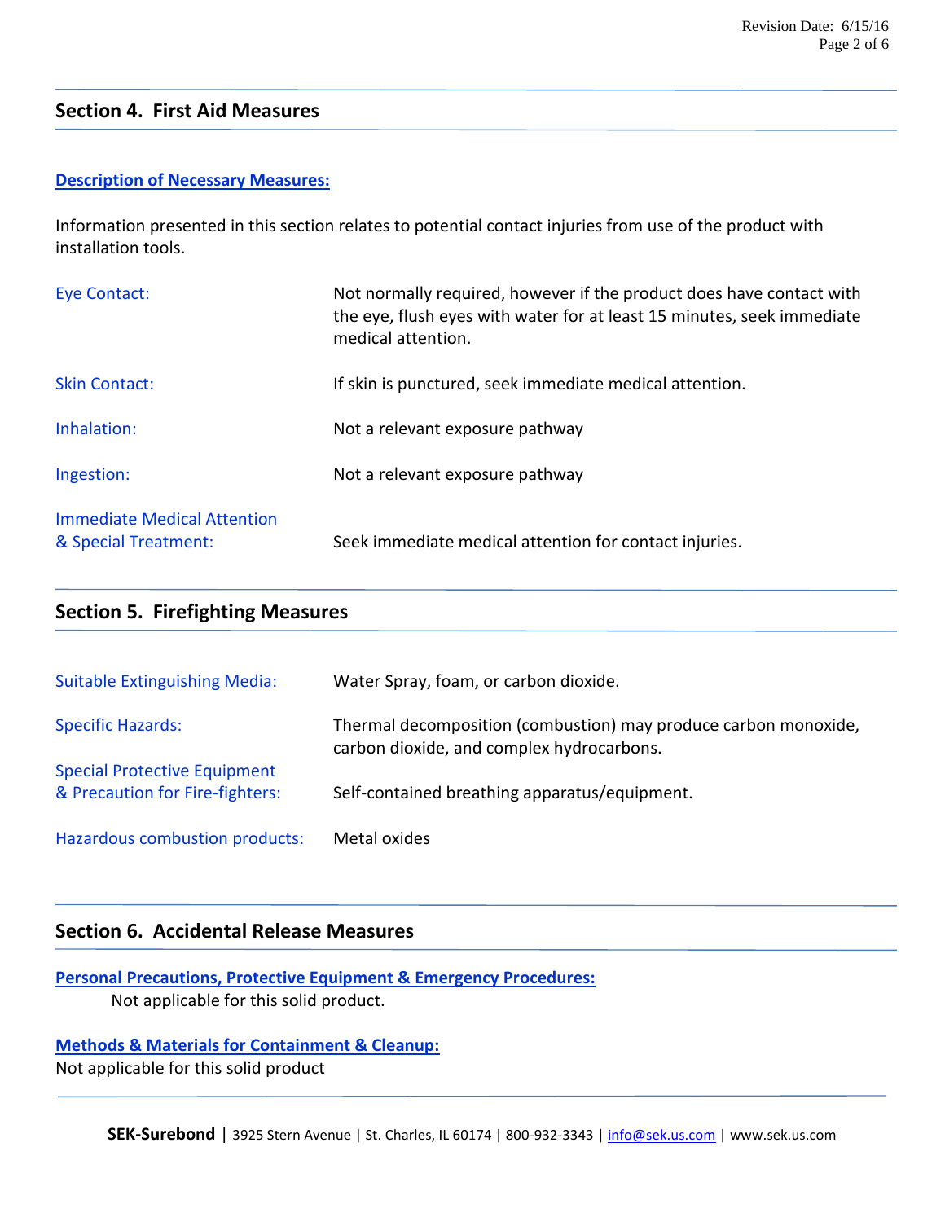## Section 4. First Aid Measures

**Description of Necessary Measures:**

Information presented in this section relates to potential contact injuries from use of the product with installation tools.

| | |
|---|---|
| Eye Contact: | Not normally required, however if the product does have contact with the eye, flush eyes with water for at least 15 minutes, seek immediate medical attention. |
| Skin Contact: | If skin is punctured, seek immediate medical attention. |
| Inhalation: | Not a relevant exposure pathway |
| Ingestion: | Not a relevant exposure pathway |
| Immediate Medical Attention & Special Treatment: | Seek immediate medical attention for contact injuries. |

## Section 5. Firefighting Measures

| | |
|---|---|
| Suitable Extinguishing Media: | Water Spray, foam, or carbon dioxide. |
| Specific Hazards: | Thermal decomposition (combustion) may produce carbon monoxide, carbon dioxide, and complex hydrocarbons. |
| Special Protective Equipment & Precaution for Fire-fighters: | Self-contained breathing apparatus/equipment. |
| Hazardous combustion products: | Metal oxides |

## Section 6. Accidental Release Measures

**Personal Precautions, Protective Equipment & Emergency Procedures:**

Not applicable for this solid product.

**Methods & Materials for Containment & Cleanup:**

Not applicable for this solid product

**SEK-Surebond** | 3925 Stern Avenue | St. Charles, IL 60174 | 800-932-3343 | info@sek.us.com | www.sek.us.com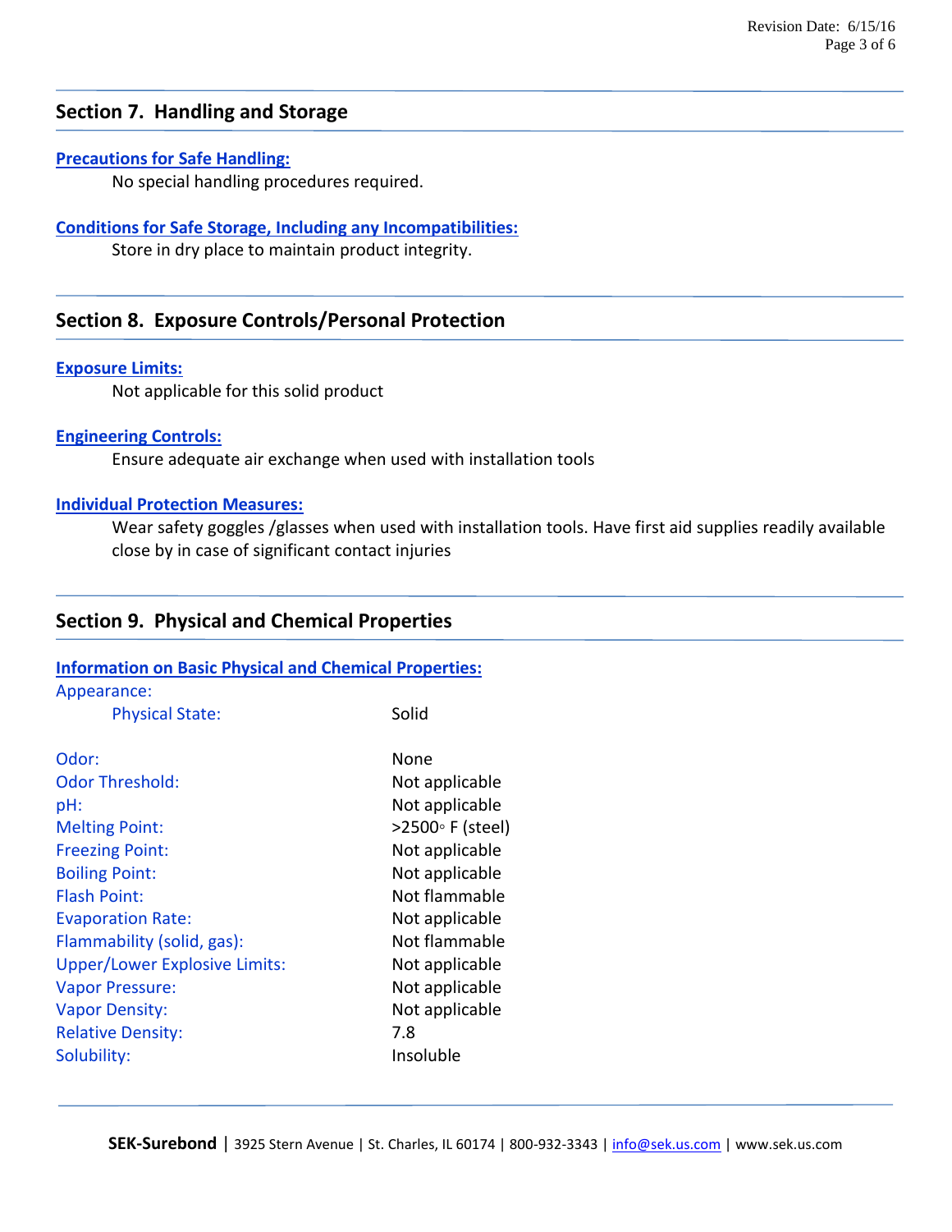## Section 7. Handling and Storage

**Precautions for Safe Handling:**

No special handling procedures required.

**Conditions for Safe Storage, Including any Incompatibilities:**

Store in dry place to maintain product integrity.

## Section 8. Exposure Controls/Personal Protection

**Exposure Limits:**

Not applicable for this solid product

**Engineering Controls:**

Ensure adequate air exchange when used with installation tools

**Individual Protection Measures:**

Wear safety goggles /glasses when used with installation tools. Have first aid supplies readily available close by in case of significant contact injuries

## Section 9. Physical and Chemical Properties

**Information on Basic Physical and Chemical Properties:**

| Property | Value |
|---|---|
| Appearance: | |
| Physical State: | Solid |
| Odor: | None |
| Odor Threshold: | Not applicable |
| pH: | Not applicable |
| Melting Point: | >2500◦ F (steel) |
| Freezing Point: | Not applicable |
| Boiling Point: | Not applicable |
| Flash Point: | Not flammable |
| Evaporation Rate: | Not applicable |
| Flammability (solid, gas): | Not flammable |
| Upper/Lower Explosive Limits: | Not applicable |
| Vapor Pressure: | Not applicable |
| Vapor Density: | Not applicable |
| Relative Density: | 7.8 |
| Solubility: | Insoluble |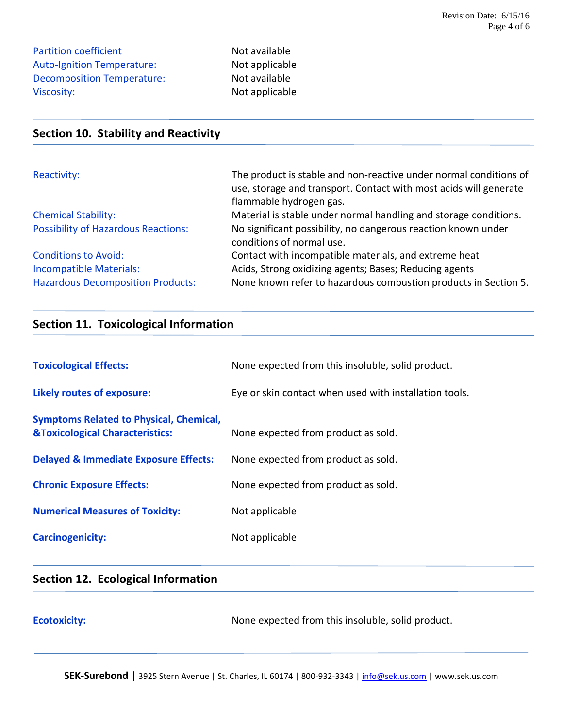| | |
|---|---|
| Partition coefficient | Not available |
| Auto-Ignition Temperature: | Not applicable |
| Decomposition Temperature: | Not available |
| Viscosity: | Not applicable |

## Section 10. Stability and Reactivity

| | |
|---|---|
| Reactivity: | The product is stable and non-reactive under normal conditions of use, storage and transport. Contact with most acids will generate flammable hydrogen gas. |
| Chemical Stability: | Material is stable under normal handling and storage conditions. |
| Possibility of Hazardous Reactions: | No significant possibility, no dangerous reaction known under conditions of normal use. |
| Conditions to Avoid: | Contact with incompatible materials, and extreme heat |
| Incompatible Materials: | Acids, Strong oxidizing agents; Bases; Reducing agents |
| Hazardous Decomposition Products: | None known refer to hazardous combustion products in Section 5. |

## Section 11. Toxicological Information

| | |
|---|---|
| **Toxicological Effects:** | None expected from this insoluble, solid product. |
| **Likely routes of exposure:** | Eye or skin contact when used with installation tools. |
| **Symptoms Related to Physical, Chemical, &Toxicological Characteristics:** | None expected from product as sold. |
| **Delayed & Immediate Exposure Effects:** | None expected from product as sold. |
| **Chronic Exposure Effects:** | None expected from product as sold. |
| **Numerical Measures of Toxicity:** | Not applicable |
| **Carcinogenicity:** | Not applicable |

## Section 12. Ecological Information

| | |
|---|---|
| **Ecotoxicity:** | None expected from this insoluble, solid product. |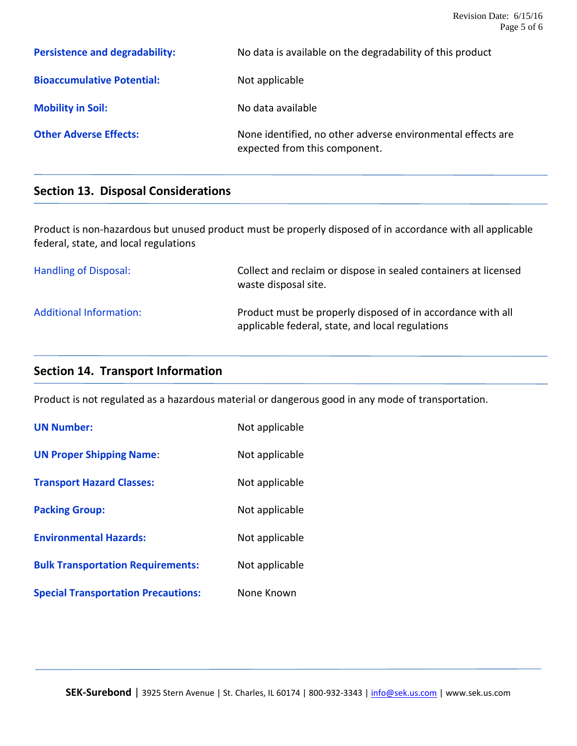**Persistence and degradability:** No data is available on the degradability of this product

**Bioaccumulative Potential:** Not applicable

**Mobility in Soil:** No data available

**Other Adverse Effects:** None identified, no other adverse environmental effects are expected from this component.

## Section 13. Disposal Considerations

Product is non-hazardous but unused product must be properly disposed of in accordance with all applicable federal, state, and local regulations

Handling of Disposal: Collect and reclaim or dispose in sealed containers at licensed waste disposal site.

Additional Information: Product must be properly disposed of in accordance with all applicable federal, state, and local regulations

## Section 14. Transport Information

Product is not regulated as a hazardous material or dangerous good in any mode of transportation.

**UN Number:** Not applicable

**UN Proper Shipping Name**: Not applicable

**Transport Hazard Classes:** Not applicable

**Packing Group:** Not applicable

**Environmental Hazards:** Not applicable

**Bulk Transportation Requirements:** Not applicable

**Special Transportation Precautions:** None Known

**SEK-Surebond** | 3925 Stern Avenue | St. Charles, IL 60174 | 800-932-3343 | info@sek.us.com | www.sek.us.com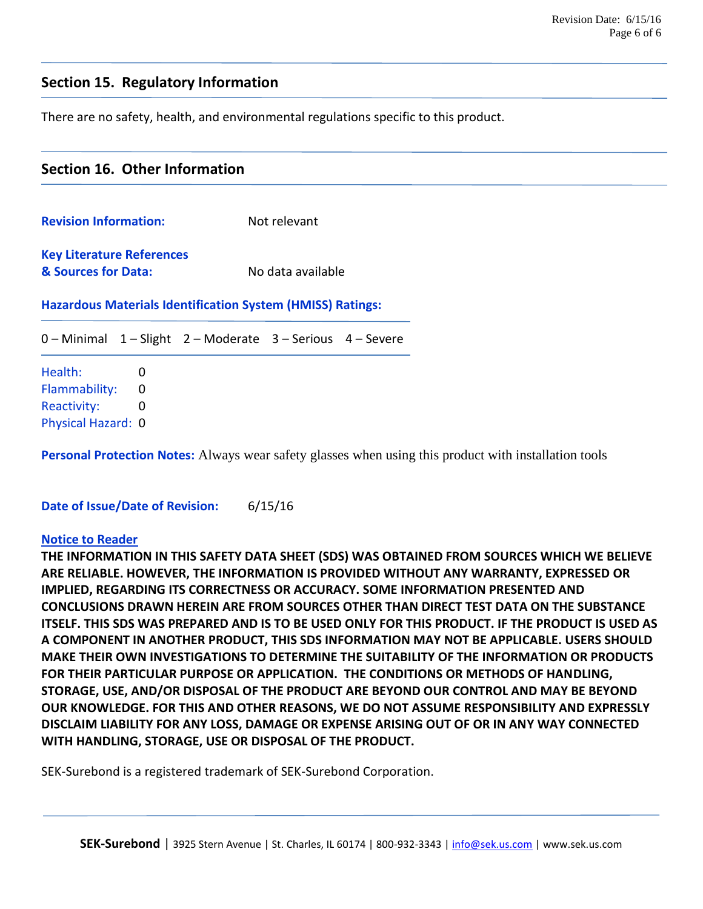## Section 15. Regulatory Information

There are no safety, health, and environmental regulations specific to this product.

## Section 16. Other Information

**Revision Information:** Not relevant

**Key Literature References & Sources for Data:** No data available

**Hazardous Materials Identification System (HMISS) Ratings:**

0 – Minimal  1 – Slight  2 – Moderate  3 – Serious  4 – Severe

| | |
|---|---|
| Health: | 0 |
| Flammability: | 0 |
| Reactivity: | 0 |
| Physical Hazard: | 0 |

**Personal Protection Notes:** Always wear safety glasses when using this product with installation tools

**Date of Issue/Date of Revision:** 6/15/16

**Notice to Reader**

**THE INFORMATION IN THIS SAFETY DATA SHEET (SDS) WAS OBTAINED FROM SOURCES WHICH WE BELIEVE ARE RELIABLE. HOWEVER, THE INFORMATION IS PROVIDED WITHOUT ANY WARRANTY, EXPRESSED OR IMPLIED, REGARDING ITS CORRECTNESS OR ACCURACY. SOME INFORMATION PRESENTED AND CONCLUSIONS DRAWN HEREIN ARE FROM SOURCES OTHER THAN DIRECT TEST DATA ON THE SUBSTANCE ITSELF. THIS SDS WAS PREPARED AND IS TO BE USED ONLY FOR THIS PRODUCT. IF THE PRODUCT IS USED AS A COMPONENT IN ANOTHER PRODUCT, THIS SDS INFORMATION MAY NOT BE APPLICABLE. USERS SHOULD MAKE THEIR OWN INVESTIGATIONS TO DETERMINE THE SUITABILITY OF THE INFORMATION OR PRODUCTS FOR THEIR PARTICULAR PURPOSE OR APPLICATION. THE CONDITIONS OR METHODS OF HANDLING, STORAGE, USE, AND/OR DISPOSAL OF THE PRODUCT ARE BEYOND OUR CONTROL AND MAY BE BEYOND OUR KNOWLEDGE. FOR THIS AND OTHER REASONS, WE DO NOT ASSUME RESPONSIBILITY AND EXPRESSLY DISCLAIM LIABILITY FOR ANY LOSS, DAMAGE OR EXPENSE ARISING OUT OF OR IN ANY WAY CONNECTED WITH HANDLING, STORAGE, USE OR DISPOSAL OF THE PRODUCT.**

SEK-Surebond is a registered trademark of SEK-Surebond Corporation.